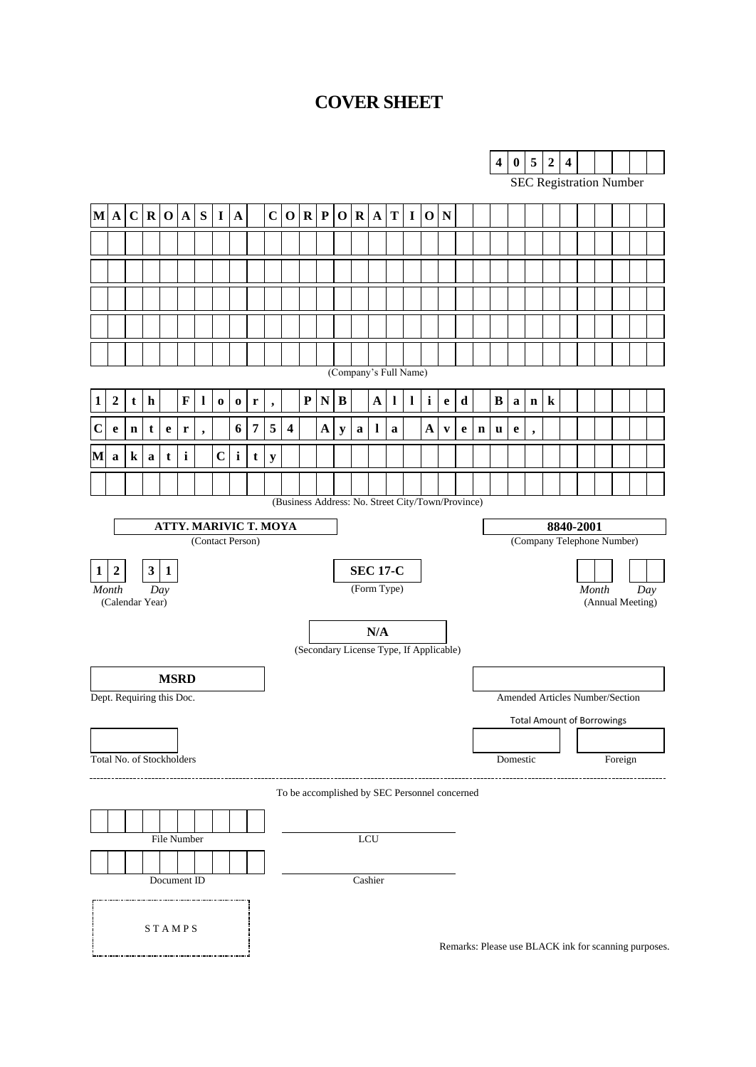# COVER SHEET

**40524**
SEC Registration Number

**MACROASIA CORPORATION**
(Company's Full Name)

**12th Floor, PNB Allied Bank Center, 6754 Ayala Avenue, Makati City**
(Business Address: No. Street City/Town/Province)

| ATTY. MARIVIC T. MOYA | 8840-2001 |
|---|---|
| (Contact Person) | (Company Telephone Number) |

| 12 31 | SEC 17-C | |
|---|---|---|
| *Month* *Day* (Calendar Year) | (Form Type) | *Month* *Day* (Annual Meeting) |

**N/A**
(Secondary License Type, If Applicable)

| MSRD | |
|---|---|
| Dept. Requiring this Doc. | Amended Articles Number/Section |

Total Amount of Borrowings

| | | |
|---|---|---|
| Total No. of Stockholders | Domestic | Foreign |

To be accomplished by SEC Personnel concerned

| | |
|---|---|
| File Number | LCU |
| Document ID | Cashier |

STAMPS

Remarks: Please use BLACK ink for scanning purposes.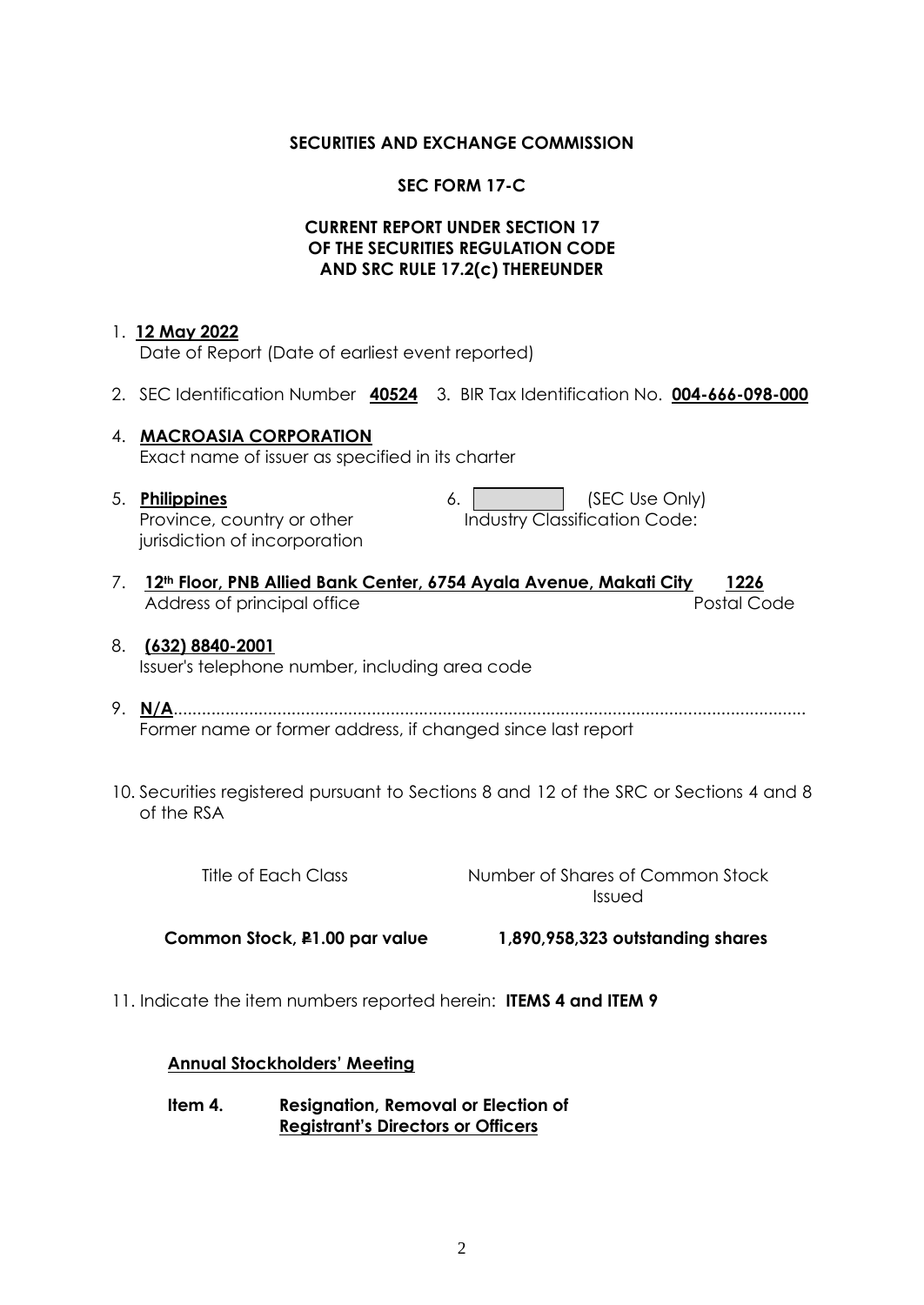**SECURITIES AND EXCHANGE COMMISSION**

**SEC FORM 17-C**

**CURRENT REPORT UNDER SECTION 17 OF THE SECURITIES REGULATION CODE AND SRC RULE 17.2(c) THEREUNDER**

1. **12 May 2022**
   Date of Report (Date of earliest event reported)

2. SEC Identification Number **40524** 3. BIR Tax Identification No. **004-666-098-000**

4. **MACROASIA CORPORATION**
   Exact name of issuer as specified in its charter

5. **Philippines**
   Province, country or other jurisdiction of incorporation

6. (SEC Use Only)
   Industry Classification Code:

7. **12th Floor, PNB Allied Bank Center, 6754 Ayala Avenue, Makati City** **1226**
   Address of principal office Postal Code

8. **(632) 8840-2001**
   Issuer's telephone number, including area code

9. **N/A**.....................................................................................................................
   Former name or former address, if changed since last report

10. Securities registered pursuant to Sections 8 and 12 of the SRC or Sections 4 and 8 of the RSA

| Title of Each Class | Number of Shares of Common Stock Issued |
|---|---|
| **Common Stock, ₽1.00 par value** | **1,890,958,323 outstanding shares** |

11. Indicate the item numbers reported herein: **ITEMS 4 and ITEM 9**

**Annual Stockholders' Meeting**

**Item 4. Resignation, Removal or Election of Registrant's Directors or Officers**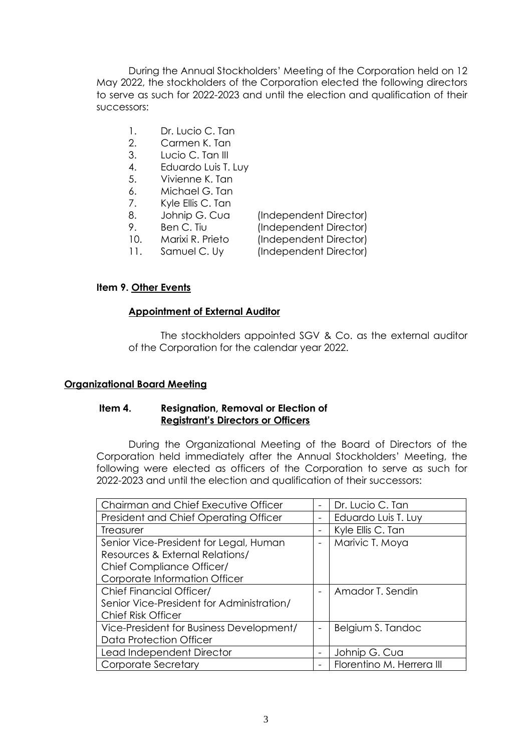During the Annual Stockholders' Meeting of the Corporation held on 12 May 2022, the stockholders of the Corporation elected the following directors to serve as such for 2022-2023 and until the election and qualification of their successors:

1. Dr. Lucio C. Tan
2. Carmen K. Tan
3. Lucio C. Tan III
4. Eduardo Luis T. Luy
5. Vivienne K. Tan
6. Michael G. Tan
7. Kyle Ellis C. Tan
8. Johnip G. Cua (Independent Director)
9. Ben C. Tiu (Independent Director)
10. Marixi R. Prieto (Independent Director)
11. Samuel C. Uy (Independent Director)

**Item 9. <u>Other Events</u>**

**<u>Appointment of External Auditor</u>**

The stockholders appointed SGV & Co. as the external auditor of the Corporation for the calendar year 2022.

**<u>Organizational Board Meeting</u>**

**Item 4. Resignation, Removal or Election of <u>Registrant's Directors or Officers</u>**

During the Organizational Meeting of the Board of Directors of the Corporation held immediately after the Annual Stockholders' Meeting, the following were elected as officers of the Corporation to serve as such for 2022-2023 and until the election and qualification of their successors:

| Position | | Name |
|---|---|---|
| Chairman and Chief Executive Officer | - | Dr. Lucio C. Tan |
| President and Chief Operating Officer | - | Eduardo Luis T. Luy |
| Treasurer | - | Kyle Ellis C. Tan |
| Senior Vice-President for Legal, Human Resources & External Relations/ Chief Compliance Officer/ Corporate Information Officer | - | Marivic T. Moya |
| Chief Financial Officer/ Senior Vice-President for Administration/ Chief Risk Officer | - | Amador T. Sendin |
| Vice-President for Business Development/ Data Protection Officer | - | Belgium S. Tandoc |
| Lead Independent Director | - | Johnip G. Cua |
| Corporate Secretary | - | Florentino M. Herrera III |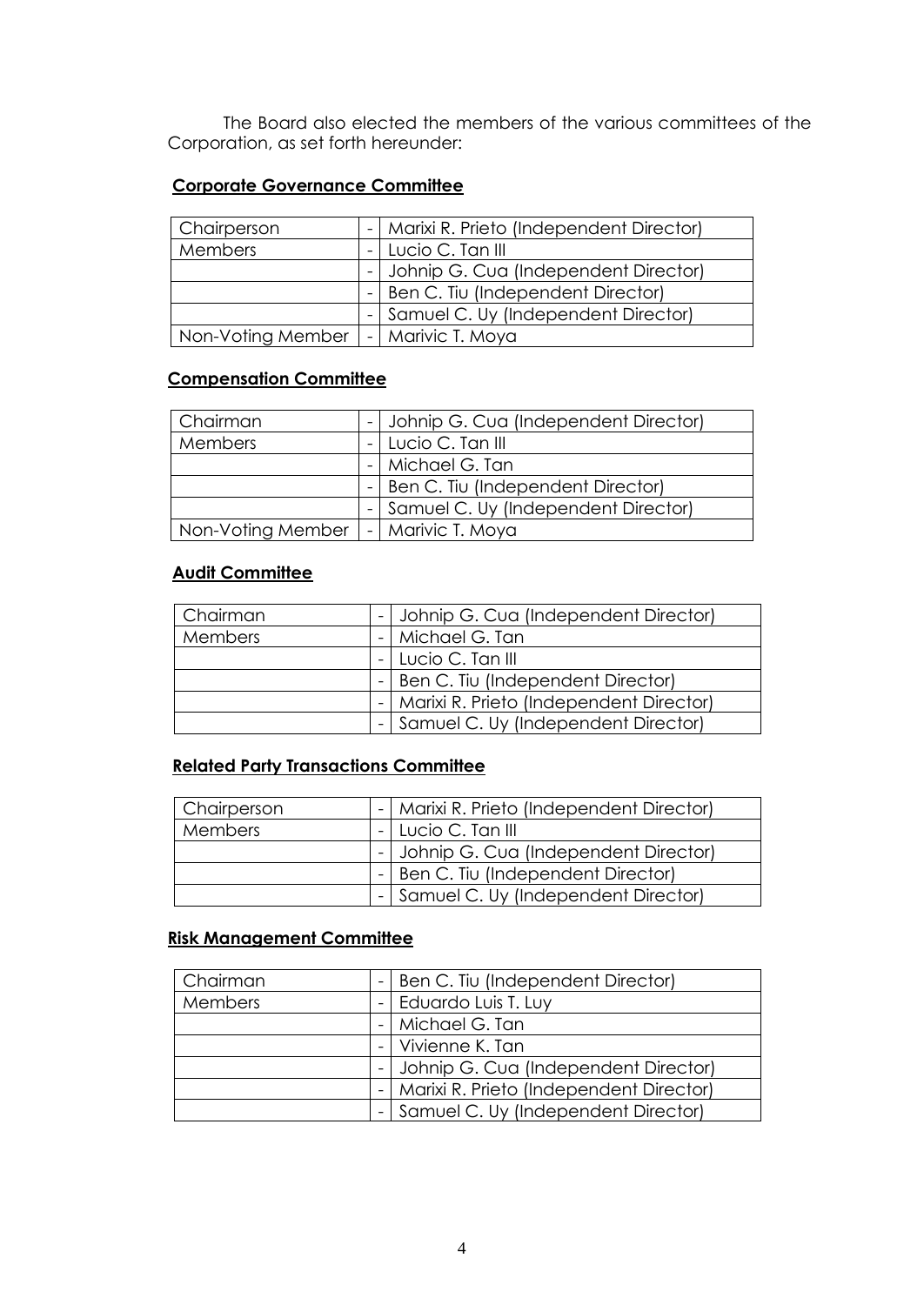The Board also elected the members of the various committees of the Corporation, as set forth hereunder:

**Corporate Governance Committee**

| | | |
|---|---|---|
| Chairperson | - | Marixi R. Prieto (Independent Director) |
| Members | - | Lucio C. Tan III |
| | - | Johnip G. Cua (Independent Director) |
| | - | Ben C. Tiu (Independent Director) |
| | - | Samuel C. Uy (Independent Director) |
| Non-Voting Member | - | Marivic T. Moya |

**Compensation Committee**

| | | |
|---|---|---|
| Chairman | - | Johnip G. Cua (Independent Director) |
| Members | - | Lucio C. Tan III |
| | - | Michael G. Tan |
| | - | Ben C. Tiu (Independent Director) |
| | - | Samuel C. Uy (Independent Director) |
| Non-Voting Member | - | Marivic T. Moya |

**Audit Committee**

| | | |
|---|---|---|
| Chairman | - | Johnip G. Cua (Independent Director) |
| Members | - | Michael G. Tan |
| | - | Lucio C. Tan III |
| | - | Ben C. Tiu (Independent Director) |
| | - | Marixi R. Prieto (Independent Director) |
| | - | Samuel C. Uy (Independent Director) |

**Related Party Transactions Committee**

| | | |
|---|---|---|
| Chairperson | - | Marixi R. Prieto (Independent Director) |
| Members | - | Lucio C. Tan III |
| | - | Johnip G. Cua (Independent Director) |
| | - | Ben C. Tiu (Independent Director) |
| | - | Samuel C. Uy (Independent Director) |

**Risk Management Committee**

| | | |
|---|---|---|
| Chairman | - | Ben C. Tiu (Independent Director) |
| Members | - | Eduardo Luis T. Luy |
| | - | Michael G. Tan |
| | - | Vivienne K. Tan |
| | - | Johnip G. Cua (Independent Director) |
| | - | Marixi R. Prieto (Independent Director) |
| | - | Samuel C. Uy (Independent Director) |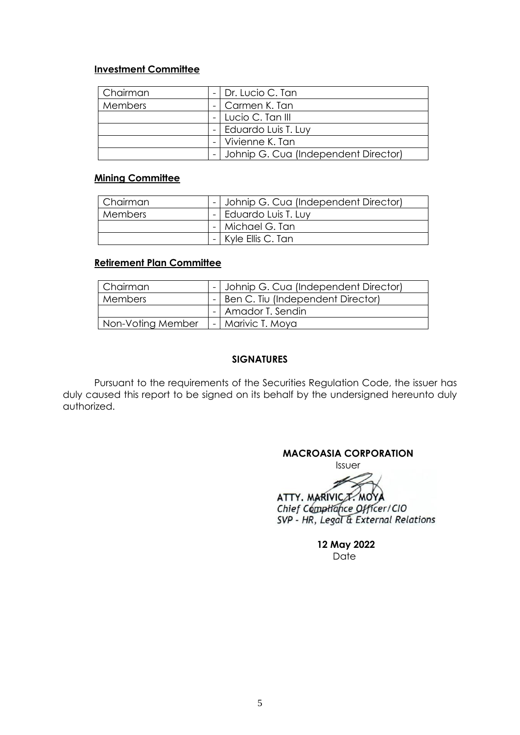**Investment Committee**

| | | |
|---|---|---|
| Chairman | - | Dr. Lucio C. Tan |
| Members | - | Carmen K. Tan |
| | - | Lucio C. Tan III |
| | - | Eduardo Luis T. Luy |
| | - | Vivienne K. Tan |
| | - | Johnip G. Cua (Independent Director) |

**Mining Committee**

| | | |
|---|---|---|
| Chairman | - | Johnip G. Cua (Independent Director) |
| Members | - | Eduardo Luis T. Luy |
| | - | Michael G. Tan |
| | - | Kyle Ellis C. Tan |

**Retirement Plan Committee**

| | | |
|---|---|---|
| Chairman | - | Johnip G. Cua (Independent Director) |
| Members | - | Ben C. Tiu (Independent Director) |
| | - | Amador T. Sendin |
| Non-Voting Member | - | Marivic T. Moya |

**SIGNATURES**

Pursuant to the requirements of the Securities Regulation Code, the issuer has duly caused this report to be signed on its behalf by the undersigned hereunto duly authorized.

**MACROASIA CORPORATION**
Issuer

ATTY. MARIVIC T. MOYA
*Chief Compliance Officer/CIO*
*SVP - HR, Legal & External Relations*

**12 May 2022**
Date